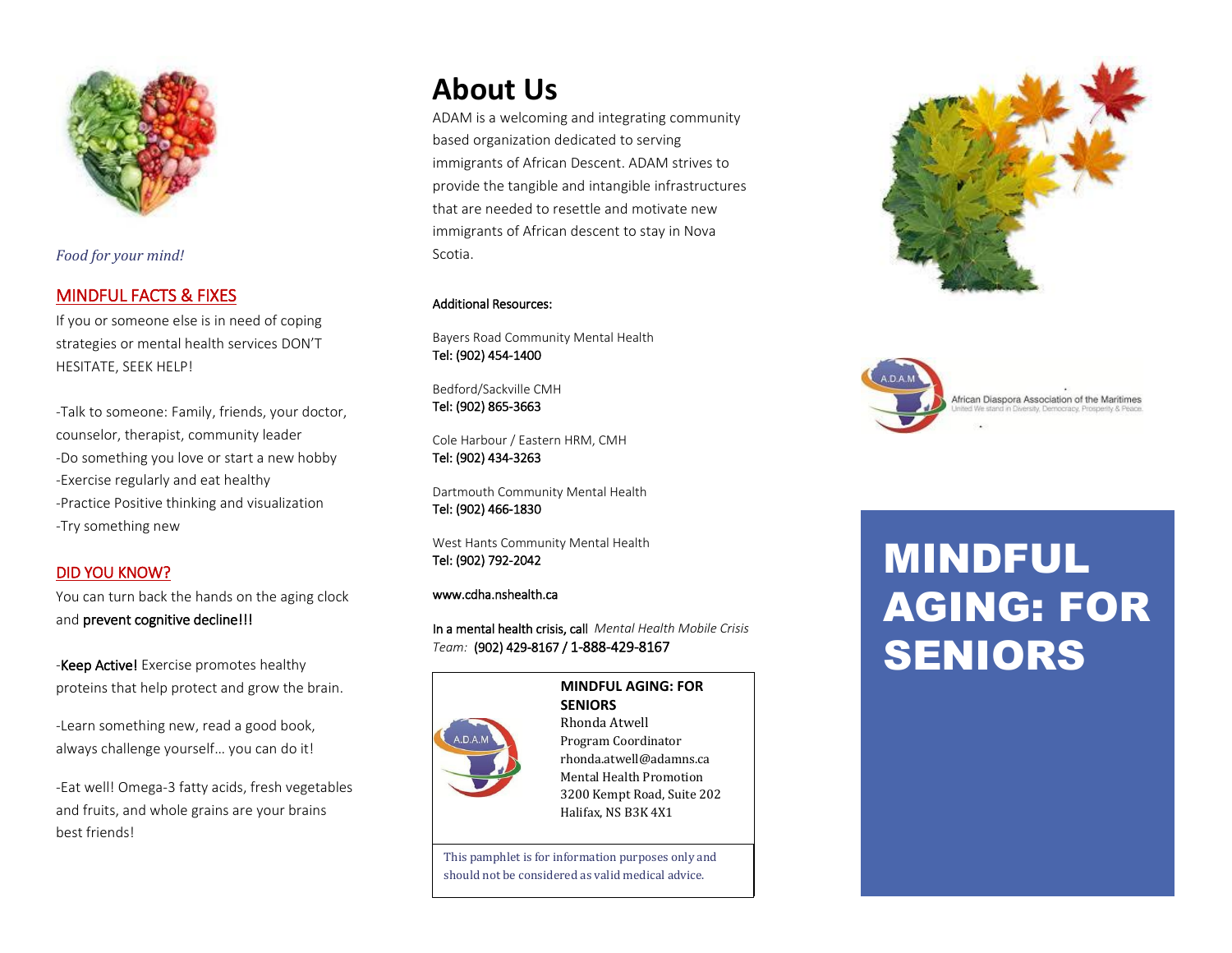*Food for your mind!*

## MINDFUL FACTS & FIXES

If you or someone else is in need of coping strategies or mental health services DON'T HESITATE, SEEK HELP!

-Talk to someone: Family, friends, your doctor, counselor, therapist, community leader
-Do something you love or start a new hobby
-Exercise regularly and eat healthy
-Practice Positive thinking and visualization
-Try something new

## DID YOU KNOW?

You can turn back the hands on the aging clock and prevent cognitive decline!!!

-Keep Active! Exercise promotes healthy proteins that help protect and grow the brain.

-Learn something new, read a good book, always challenge yourself… you can do it!

-Eat well! Omega-3 fatty acids, fresh vegetables and fruits, and whole grains are your brains best friends!

# About Us

ADAM is a welcoming and integrating community based organization dedicated to serving immigrants of African Descent. ADAM strives to provide the tangible and intangible infrastructures that are needed to resettle and motivate new immigrants of African descent to stay in Nova Scotia.

Additional Resources:

Bayers Road Community Mental Health
Tel: (902) 454-1400

Bedford/Sackville CMH
Tel: (902) 865-3663

Cole Harbour / Eastern HRM, CMH
Tel: (902) 434-3263

Dartmouth Community Mental Health
Tel: (902) 466-1830

West Hants Community Mental Health
Tel: (902) 792-2042

www.cdha.nshealth.ca

In a mental health crisis, call *Mental Health Mobile Crisis Team:* (902) 429-8167 / 1-888-429-8167

**MINDFUL AGING: FOR SENIORS**
Rhonda Atwell
Program Coordinator
rhonda.atwell@adamns.ca
Mental Health Promotion
3200 Kempt Road, Suite 202
Halifax, NS B3K 4X1

This pamphlet is for information purposes only and should not be considered as valid medical advice.

A.D.A.M African Diaspora Association of the Maritimes
United We stand in Diversity, Democracy, Prosperity & Peace.

# MINDFUL AGING: FOR SENIORS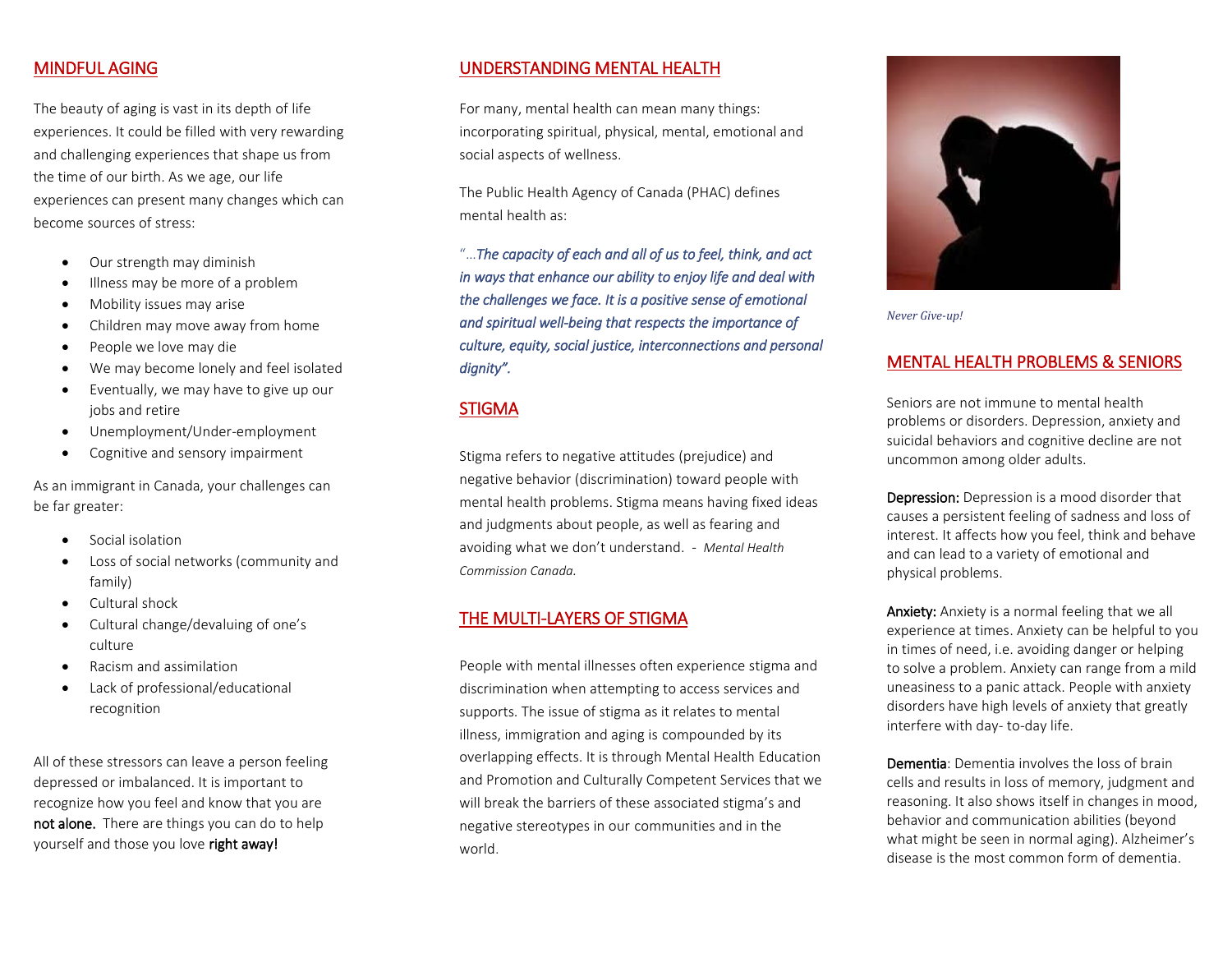## MINDFUL AGING

The beauty of aging is vast in its depth of life experiences. It could be filled with very rewarding and challenging experiences that shape us from the time of our birth. As we age, our life experiences can present many changes which can become sources of stress:

- Our strength may diminish
- Illness may be more of a problem
- Mobility issues may arise
- Children may move away from home
- People we love may die
- We may become lonely and feel isolated
- Eventually, we may have to give up our jobs and retire
- Unemployment/Under-employment
- Cognitive and sensory impairment

As an immigrant in Canada, your challenges can be far greater:

- Social isolation
- Loss of social networks (community and family)
- Cultural shock
- Cultural change/devaluing of one's culture
- Racism and assimilation
- Lack of professional/educational recognition

All of these stressors can leave a person feeling depressed or imbalanced. It is important to recognize how you feel and know that you are **not alone.** There are things you can do to help yourself and those you love **right away!**

## UNDERSTANDING MENTAL HEALTH

For many, mental health can mean many things: incorporating spiritual, physical, mental, emotional and social aspects of wellness.

The Public Health Agency of Canada (PHAC) defines mental health as:

"…***The capacity of each and all of us to feel, think, and act in ways that enhance our ability to enjoy life and deal with the challenges we face. It is a positive sense of emotional and spiritual well-being that respects the importance of culture, equity, social justice, interconnections and personal dignity".***

## STIGMA

Stigma refers to negative attitudes (prejudice) and negative behavior (discrimination) toward people with mental health problems. Stigma means having fixed ideas and judgments about people, as well as fearing and avoiding what we don't understand. - *Mental Health Commission Canada.*

## THE MULTI-LAYERS OF STIGMA

People with mental illnesses often experience stigma and discrimination when attempting to access services and supports. The issue of stigma as it relates to mental illness, immigration and aging is compounded by its overlapping effects. It is through Mental Health Education and Promotion and Culturally Competent Services that we will break the barriers of these associated stigma's and negative stereotypes in our communities and in the world.

*Never Give-up!*

## MENTAL HEALTH PROBLEMS & SENIORS

Seniors are not immune to mental health problems or disorders. Depression, anxiety and suicidal behaviors and cognitive decline are not uncommon among older adults.

**Depression:** Depression is a mood disorder that causes a persistent feeling of sadness and loss of interest. It affects how you feel, think and behave and can lead to a variety of emotional and physical problems.

**Anxiety:** Anxiety is a normal feeling that we all experience at times. Anxiety can be helpful to you in times of need, i.e. avoiding danger or helping to solve a problem. Anxiety can range from a mild uneasiness to a panic attack. People with anxiety disorders have high levels of anxiety that greatly interfere with day- to-day life.

**Dementia**: Dementia involves the loss of brain cells and results in loss of memory, judgment and reasoning. It also shows itself in changes in mood, behavior and communication abilities (beyond what might be seen in normal aging). Alzheimer's disease is the most common form of dementia.